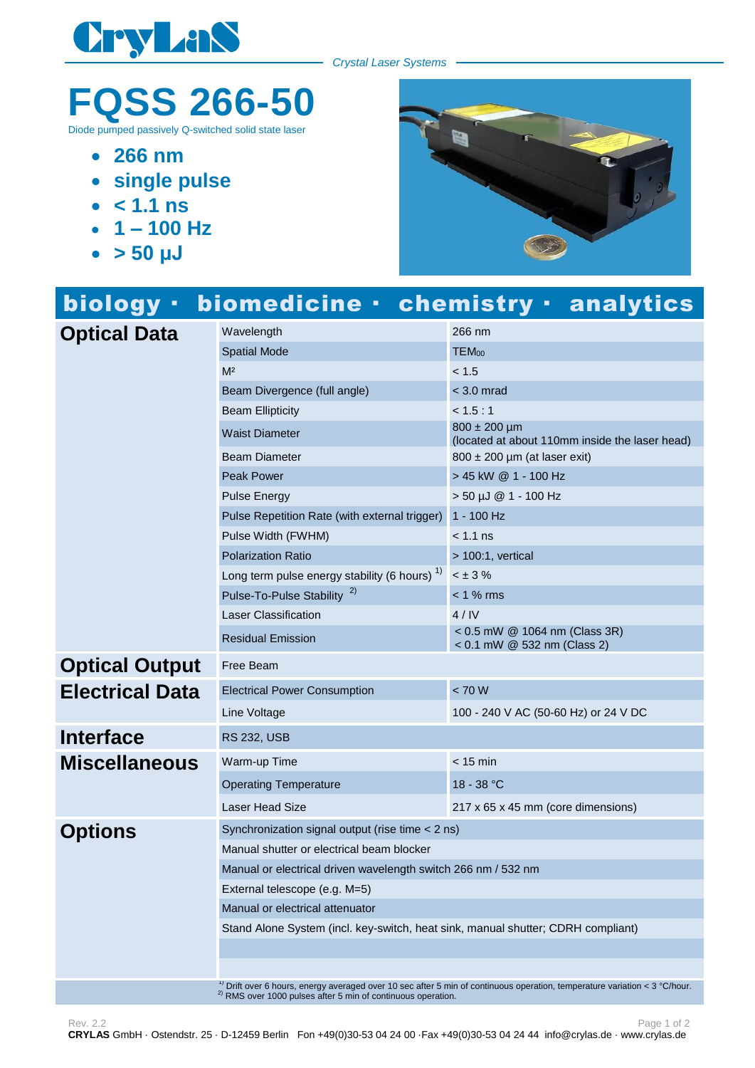CryLaS

*Crystal Laser Systems*

# FQSS 266-50

Diode pumped passively Q-switched solid state laser

- **266 nm**
- **single pulse**
- **< 1.1 ns**
- **1 – 100 Hz**
- **> 50 µJ**

## biology · biomedicine · chemistry · analytics

| | | |
|---|---|---|
| **Optical Data** | Wavelength | 266 nm |
| | Spatial Mode | $TEM_{00}$ |
| | $M^2$ | < 1.5 |
| | Beam Divergence (full angle) | < 3.0 mrad |
| | Beam Ellipticity | < 1.5 : 1 |
| | Waist Diameter | 800 ± 200 µm (located at about 110mm inside the laser head) |
| | Beam Diameter | 800 ± 200 µm (at laser exit) |
| | Peak Power | > 45 kW @ 1 - 100 Hz |
| | Pulse Energy | > 50 µJ @ 1 - 100 Hz |
| | Pulse Repetition Rate (with external trigger) | 1 - 100 Hz |
| | Pulse Width (FWHM) | < 1.1 ns |
| | Polarization Ratio | > 100:1, vertical |
| | Long term pulse energy stability (6 hours) [1)] | < ± 3 % |
| | Pulse-To-Pulse Stability [2)] | < 1 % rms |
| | Laser Classification | 4 / IV |
| | Residual Emission | < 0.5 mW @ 1064 nm (Class 3R)<br>< 0.1 mW @ 532 nm (Class 2) |
| **Optical Output** | Free Beam | |
| **Electrical Data** | Electrical Power Consumption | < 70 W |
| | Line Voltage | 100 - 240 V AC (50-60 Hz) or 24 V DC |
| **Interface** | RS 232, USB | |
| **Miscellaneous** | Warm-up Time | < 15 min |
| | Operating Temperature | 18 - 38 °C |
| | Laser Head Size | 217 x 65 x 45 mm (core dimensions) |
| **Options** | Synchronization signal output (rise time < 2 ns) | |
| | Manual shutter or electrical beam blocker | |
| | Manual or electrical driven wavelength switch 266 nm / 532 nm | |
| | External telescope (e.g. M=5) | |
| | Manual or electrical attenuator | |
| | Stand Alone System (incl. key-switch, heat sink, manual shutter; CDRH compliant) | |

[1)] Drift over 6 hours, energy averaged over 10 sec after 5 min of continuous operation, temperature variation < 3 °C/hour.
[2)] RMS over 1000 pulses after 5 min of continuous operation.

Rev. 2.2

**CRYLAS** GmbH · Ostendstr. 25 · D-12459 Berlin Fon +49(0)30-53 04 24 00 ·Fax +49(0)30-53 04 24 44 info@crylas.de · www.crylas.de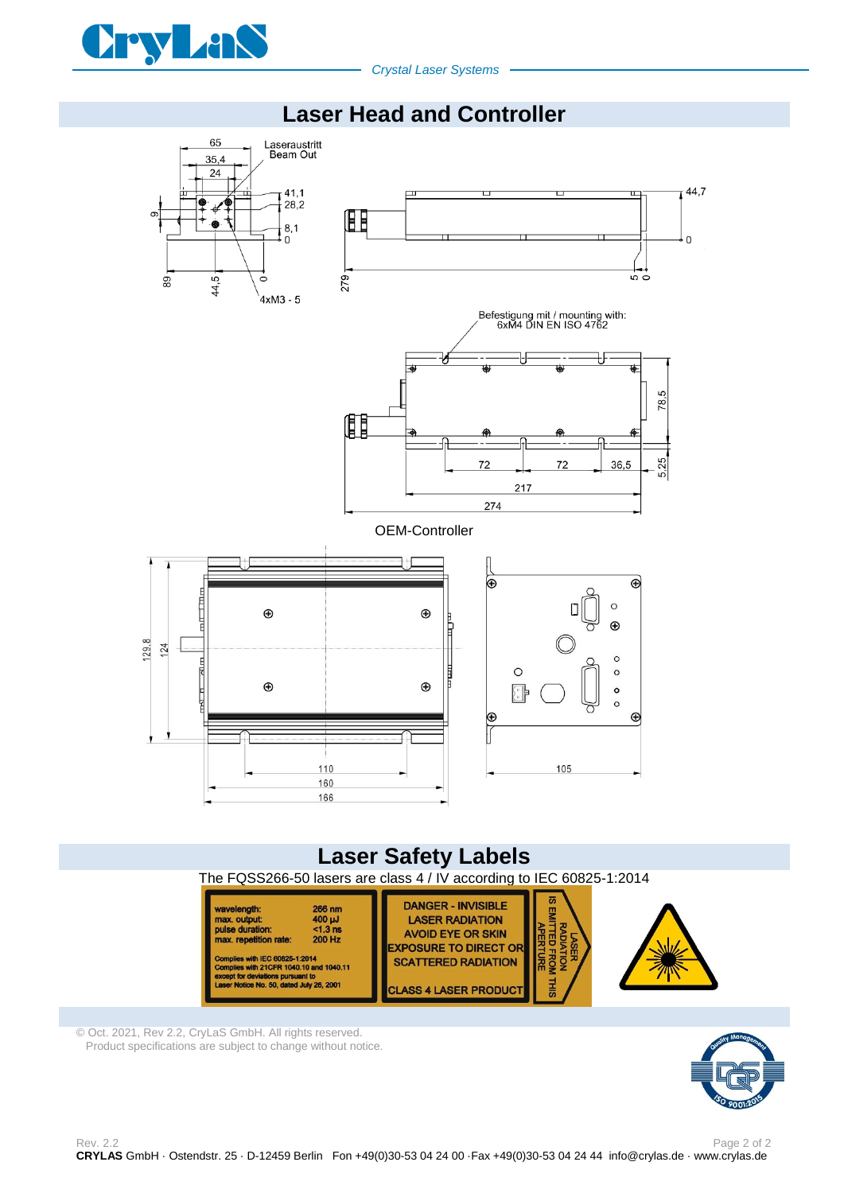*Crystal Laser Systems*

## Laser Head and Controller

65
35,4
24
Laseraustritt
Beam Out
41,1
28,2
8,1
0
9
89
44,5
0
4xM3 - 5
279
44,7
0
5
0

Befestigung mit / mounting with:
6xM4 DIN EN ISO 4762

78,5
5,25
72
72
36,5
217
274

OEM-Controller

129,8
124
110
160
166
105

## Laser Safety Labels

The FQSS266-50 lasers are class 4 / IV according to IEC 60825-1:2014

| | |
|---|---|
| wavelength: | 266 nm |
| max. output: | 400 µJ |
| pulse duration: | <1.3 ns |
| max. repetition rate: | 200 Hz |

Complies with IEC 60825-1:2014
Complies with 21CFR 1040.10 and 1040.11 except for deviations pursuant to Laser Notice No. 50, dated July 26, 2001

DANGER - INVISIBLE LASER RADIATION
AVOID EYE OR SKIN EXPOSURE TO DIRECT OR SCATTERED RADIATION

CLASS 4 LASER PRODUCT

LASER RADIATION IS EMITTED FROM THIS APERTURE

© Oct. 2021, Rev 2.2, CryLaS GmbH. All rights reserved.
Product specifications are subject to change without notice.

**CRYLAS** GmbH · Ostendstr. 25 · D-12459 Berlin Fon +49(0)30-53 04 24 00 ·Fax +49(0)30-53 04 24 44 info@crylas.de · www.crylas.de